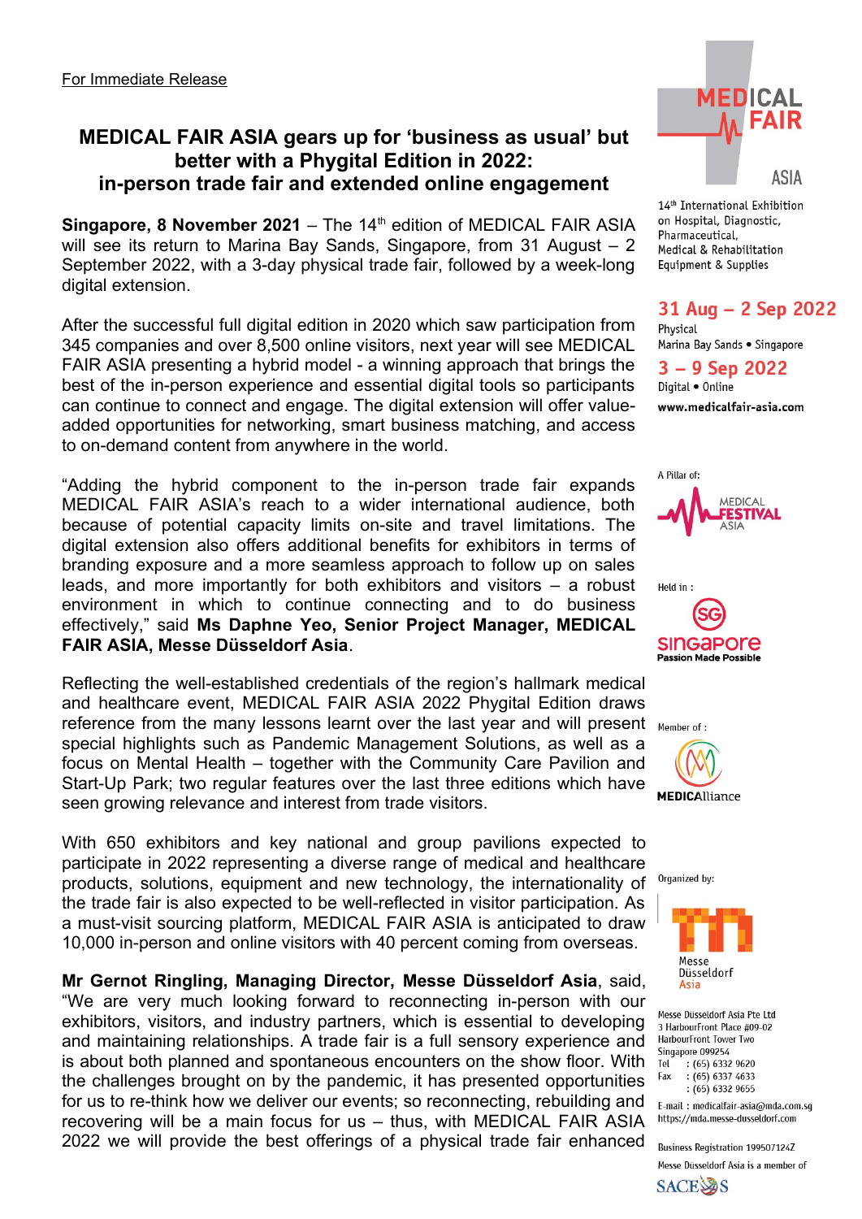For Immediate Release

# MEDICAL FAIR ASIA gears up for 'business as usual' but better with a Phygital Edition in 2022: in-person trade fair and extended online engagement

**Singapore, 8 November 2021** – The 14th edition of MEDICAL FAIR ASIA will see its return to Marina Bay Sands, Singapore, from 31 August – 2 September 2022, with a 3-day physical trade fair, followed by a week-long digital extension.

After the successful full digital edition in 2020 which saw participation from 345 companies and over 8,500 online visitors, next year will see MEDICAL FAIR ASIA presenting a hybrid model - a winning approach that brings the best of the in-person experience and essential digital tools so participants can continue to connect and engage. The digital extension will offer value-added opportunities for networking, smart business matching, and access to on-demand content from anywhere in the world.

"Adding the hybrid component to the in-person trade fair expands MEDICAL FAIR ASIA's reach to a wider international audience, both because of potential capacity limits on-site and travel limitations. The digital extension also offers additional benefits for exhibitors in terms of branding exposure and a more seamless approach to follow up on sales leads, and more importantly for both exhibitors and visitors – a robust environment in which to continue connecting and to do business effectively," said **Ms Daphne Yeo, Senior Project Manager, MEDICAL FAIR ASIA, Messe Düsseldorf Asia**.

Reflecting the well-established credentials of the region's hallmark medical and healthcare event, MEDICAL FAIR ASIA 2022 Phygital Edition draws reference from the many lessons learnt over the last year and will present special highlights such as Pandemic Management Solutions, as well as a focus on Mental Health – together with the Community Care Pavilion and Start-Up Park; two regular features over the last three editions which have seen growing relevance and interest from trade visitors.

With 650 exhibitors and key national and group pavilions expected to participate in 2022 representing a diverse range of medical and healthcare products, solutions, equipment and new technology, the internationality of the trade fair is also expected to be well-reflected in visitor participation. As a must-visit sourcing platform, MEDICAL FAIR ASIA is anticipated to draw 10,000 in-person and online visitors with 40 percent coming from overseas.

**Mr Gernot Ringling, Managing Director, Messe Düsseldorf Asia**, said, "We are very much looking forward to reconnecting in-person with our exhibitors, visitors, and industry partners, which is essential to developing and maintaining relationships. A trade fair is a full sensory experience and is about both planned and spontaneous encounters on the show floor. With the challenges brought on by the pandemic, it has presented opportunities for us to re-think how we deliver our events; so reconnecting, rebuilding and recovering will be a main focus for us – thus, with MEDICAL FAIR ASIA 2022 we will provide the best offerings of a physical trade fair enhanced

MEDICAL FAIR ASIA

14th International Exhibition on Hospital, Diagnostic, Pharmaceutical, Medical & Rehabilitation Equipment & Supplies

**31 Aug – 2 Sep 2022**
Physical
Marina Bay Sands • Singapore

**3 – 9 Sep 2022**
Digital • Online

**www.medicalfair-asia.com**

A Pillar of: MEDICAL FESTIVAL ASIA

Held in: Singapore Passion Made Possible

Member of: MEDICAlliance

Organized by: Messe Düsseldorf Asia

Messe Düsseldorf Asia Pte Ltd
3 HarbourFront Place #09-02
HarbourFront Tower Two
Singapore 099254
Tel : (65) 6332 9620
Fax : (65) 6337 4633
: (65) 6332 9655

E-mail : medicalfair-asia@mda.com.sg
https://mda.messe-dusseldorf.com

Business Registration 199507124Z

Messe Dusseldorf Asia is a member of SACEOS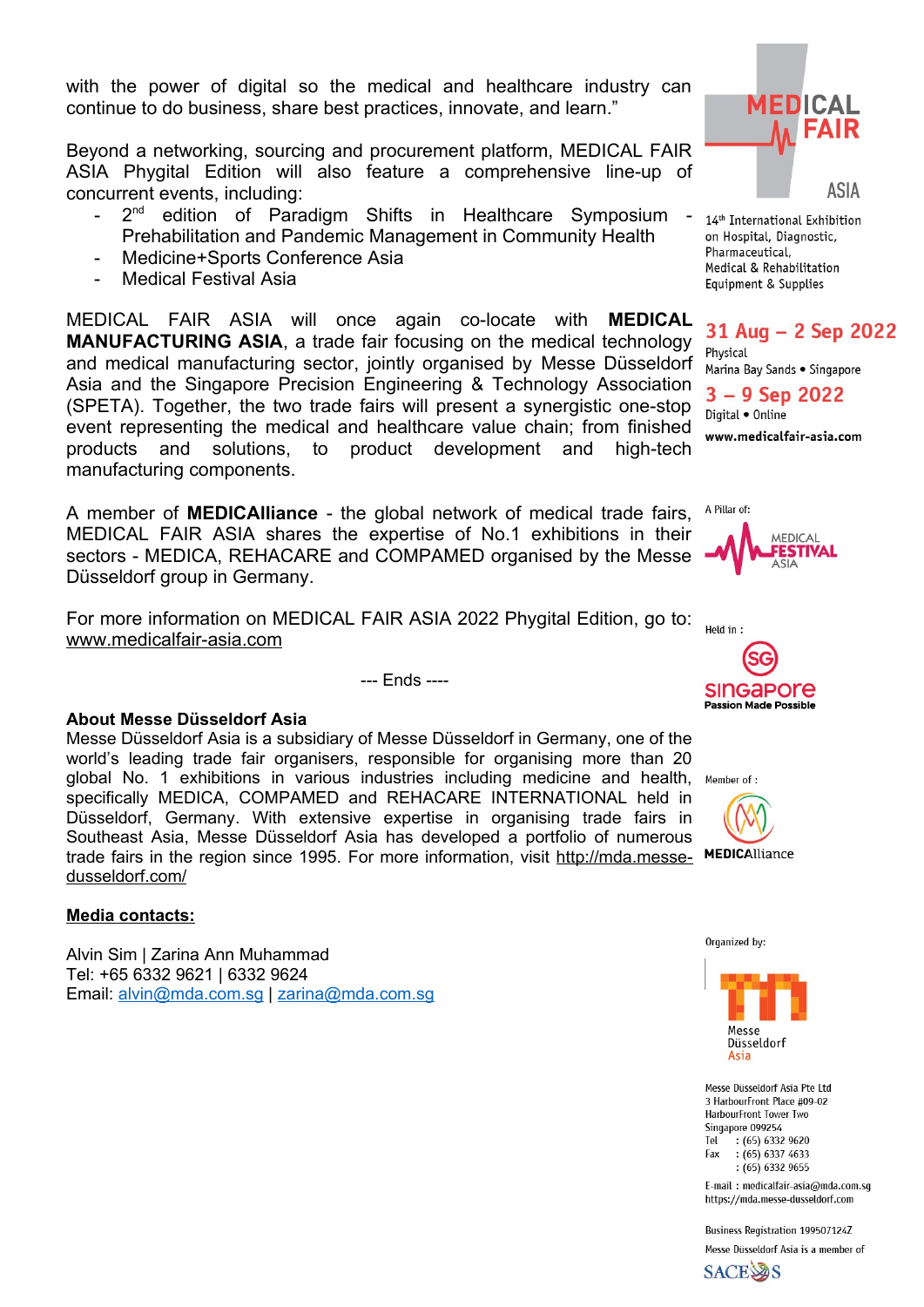with the power of digital so the medical and healthcare industry can continue to do business, share best practices, innovate, and learn."

Beyond a networking, sourcing and procurement platform, MEDICAL FAIR ASIA Phygital Edition will also feature a comprehensive line-up of concurrent events, including:

- 2nd edition of Paradigm Shifts in Healthcare Symposium - Prehabilitation and Pandemic Management in Community Health
- Medicine+Sports Conference Asia
- Medical Festival Asia

MEDICAL FAIR ASIA will once again co-locate with **MEDICAL MANUFACTURING ASIA**, a trade fair focusing on the medical technology and medical manufacturing sector, jointly organised by Messe Düsseldorf Asia and the Singapore Precision Engineering & Technology Association (SPETA). Together, the two trade fairs will present a synergistic one-stop event representing the medical and healthcare value chain; from finished products and solutions, to product development and high-tech manufacturing components.

A member of **MEDICAlliance** - the global network of medical trade fairs, MEDICAL FAIR ASIA shares the expertise of No.1 exhibitions in their sectors - MEDICA, REHACARE and COMPAMED organised by the Messe Düsseldorf group in Germany.

For more information on MEDICAL FAIR ASIA 2022 Phygital Edition, go to: www.medicalfair-asia.com

--- Ends ----

**About Messe Düsseldorf Asia**

Messe Düsseldorf Asia is a subsidiary of Messe Düsseldorf in Germany, one of the world's leading trade fair organisers, responsible for organising more than 20 global No. 1 exhibitions in various industries including medicine and health, specifically MEDICA, COMPAMED and REHACARE INTERNATIONAL held in Düsseldorf, Germany. With extensive expertise in organising trade fairs in Southeast Asia, Messe Düsseldorf Asia has developed a portfolio of numerous trade fairs in the region since 1995. For more information, visit http://mda.messe-dusseldorf.com/

**Media contacts:**

Alvin Sim | Zarina Ann Muhammad
Tel: +65 6332 9621 | 6332 9624
Email: alvin@mda.com.sg | zarina@mda.com.sg

MEDICAL FAIR ASIA

14th International Exhibition on Hospital, Diagnostic, Pharmaceutical, Medical & Rehabilitation Equipment & Supplies

**31 Aug – 2 Sep 2022**
Physical
Marina Bay Sands • Singapore

**3 – 9 Sep 2022**
Digital • Online

www.medicalfair-asia.com

A Pillar of: MEDICAL FESTIVAL ASIA

Held in: Singapore Passion Made Possible

Member of: MEDICAlliance

Organized by: Messe Düsseldorf Asia

Messe Düsseldorf Asia Pte Ltd
3 HarbourFront Place #09-02
HarbourFront Tower Two
Singapore 099254
Tel : (65) 6332 9620
Fax : (65) 6337 4633
: (65) 6332 9655
E-mail : medicalfair-asia@mda.com.sg
https://mda.messe-dusseldorf.com

Business Registration 199507124Z
Messe Dusseldorf Asia is a member of SACEOS